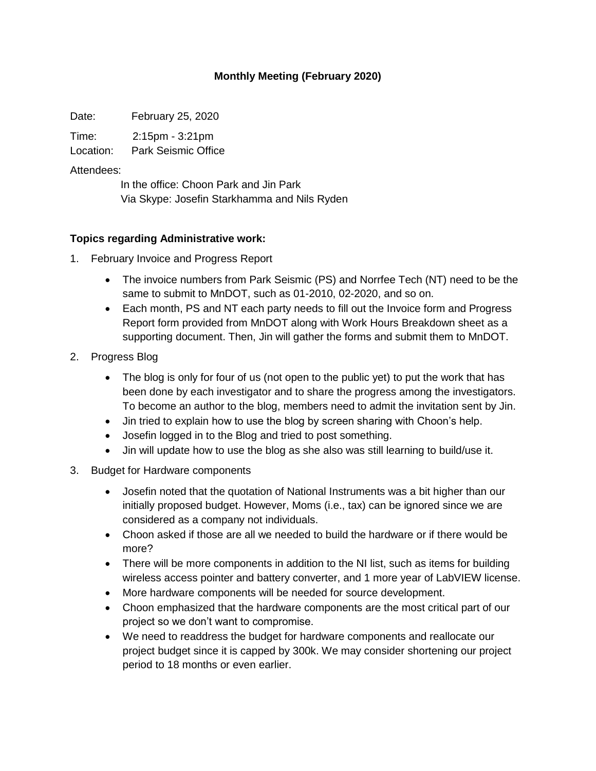# Monthly Meeting (February 2020)

Date: February 25, 2020

Time: 2:15pm - 3:21pm

Location: Park Seismic Office

Attendees:

In the office: Choon Park and Jin Park

Via Skype: Josefin Starkhamma and Nils Ryden

### Topics regarding Administrative work:

1. February Invoice and Progress Report
   - The invoice numbers from Park Seismic (PS) and Norrfee Tech (NT) need to be the same to submit to MnDOT, such as 01-2010, 02-2020, and so on.
   - Each month, PS and NT each party needs to fill out the Invoice form and Progress Report form provided from MnDOT along with Work Hours Breakdown sheet as a supporting document. Then, Jin will gather the forms and submit them to MnDOT.
2. Progress Blog
   - The blog is only for four of us (not open to the public yet) to put the work that has been done by each investigator and to share the progress among the investigators. To become an author to the blog, members need to admit the invitation sent by Jin.
   - Jin tried to explain how to use the blog by screen sharing with Choon's help.
   - Josefin logged in to the Blog and tried to post something.
   - Jin will update how to use the blog as she also was still learning to build/use it.
3. Budget for Hardware components
   - Josefin noted that the quotation of National Instruments was a bit higher than our initially proposed budget. However, Moms (i.e., tax) can be ignored since we are considered as a company not individuals.
   - Choon asked if those are all we needed to build the hardware or if there would be more?
   - There will be more components in addition to the NI list, such as items for building wireless access pointer and battery converter, and 1 more year of LabVIEW license.
   - More hardware components will be needed for source development.
   - Choon emphasized that the hardware components are the most critical part of our project so we don't want to compromise.
   - We need to readdress the budget for hardware components and reallocate our project budget since it is capped by 300k. We may consider shortening our project period to 18 months or even earlier.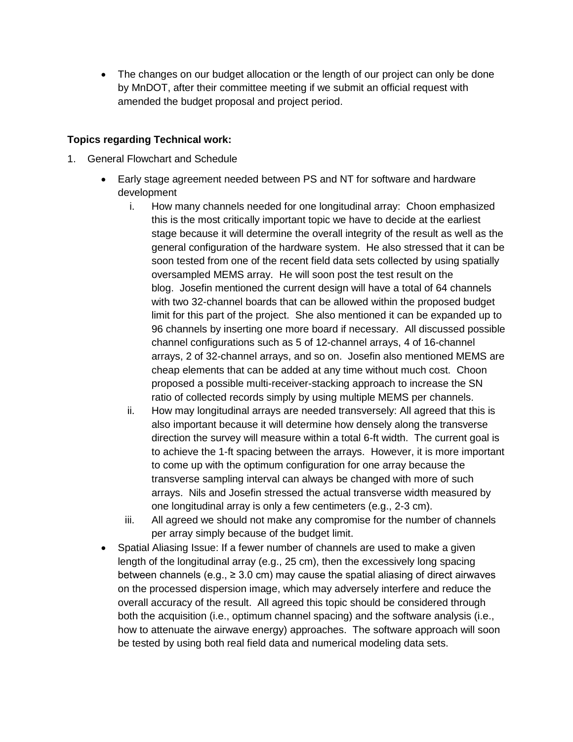- The changes on our budget allocation or the length of our project can only be done by MnDOT, after their committee meeting if we submit an official request with amended the budget proposal and project period.

**Topics regarding Technical work:**

1. General Flowchart and Schedule
   - Early stage agreement needed between PS and NT for software and hardware development
     i. How many channels needed for one longitudinal array: Choon emphasized this is the most critically important topic we have to decide at the earliest stage because it will determine the overall integrity of the result as well as the general configuration of the hardware system. He also stressed that it can be soon tested from one of the recent field data sets collected by using spatially oversampled MEMS array. He will soon post the test result on the blog. Josefin mentioned the current design will have a total of 64 channels with two 32-channel boards that can be allowed within the proposed budget limit for this part of the project. She also mentioned it can be expanded up to 96 channels by inserting one more board if necessary. All discussed possible channel configurations such as 5 of 12-channel arrays, 4 of 16-channel arrays, 2 of 32-channel arrays, and so on. Josefin also mentioned MEMS are cheap elements that can be added at any time without much cost. Choon proposed a possible multi-receiver-stacking approach to increase the SN ratio of collected records simply by using multiple MEMS per channels.
     ii. How may longitudinal arrays are needed transversely: All agreed that this is also important because it will determine how densely along the transverse direction the survey will measure within a total 6-ft width. The current goal is to achieve the 1-ft spacing between the arrays. However, it is more important to come up with the optimum configuration for one array because the transverse sampling interval can always be changed with more of such arrays. Nils and Josefin stressed the actual transverse width measured by one longitudinal array is only a few centimeters (e.g., 2-3 cm).
     iii. All agreed we should not make any compromise for the number of channels per array simply because of the budget limit.
   - Spatial Aliasing Issue: If a fewer number of channels are used to make a given length of the longitudinal array (e.g., 25 cm), then the excessively long spacing between channels (e.g., ≥ 3.0 cm) may cause the spatial aliasing of direct airwaves on the processed dispersion image, which may adversely interfere and reduce the overall accuracy of the result. All agreed this topic should be considered through both the acquisition (i.e., optimum channel spacing) and the software analysis (i.e., how to attenuate the airwave energy) approaches. The software approach will soon be tested by using both real field data and numerical modeling data sets.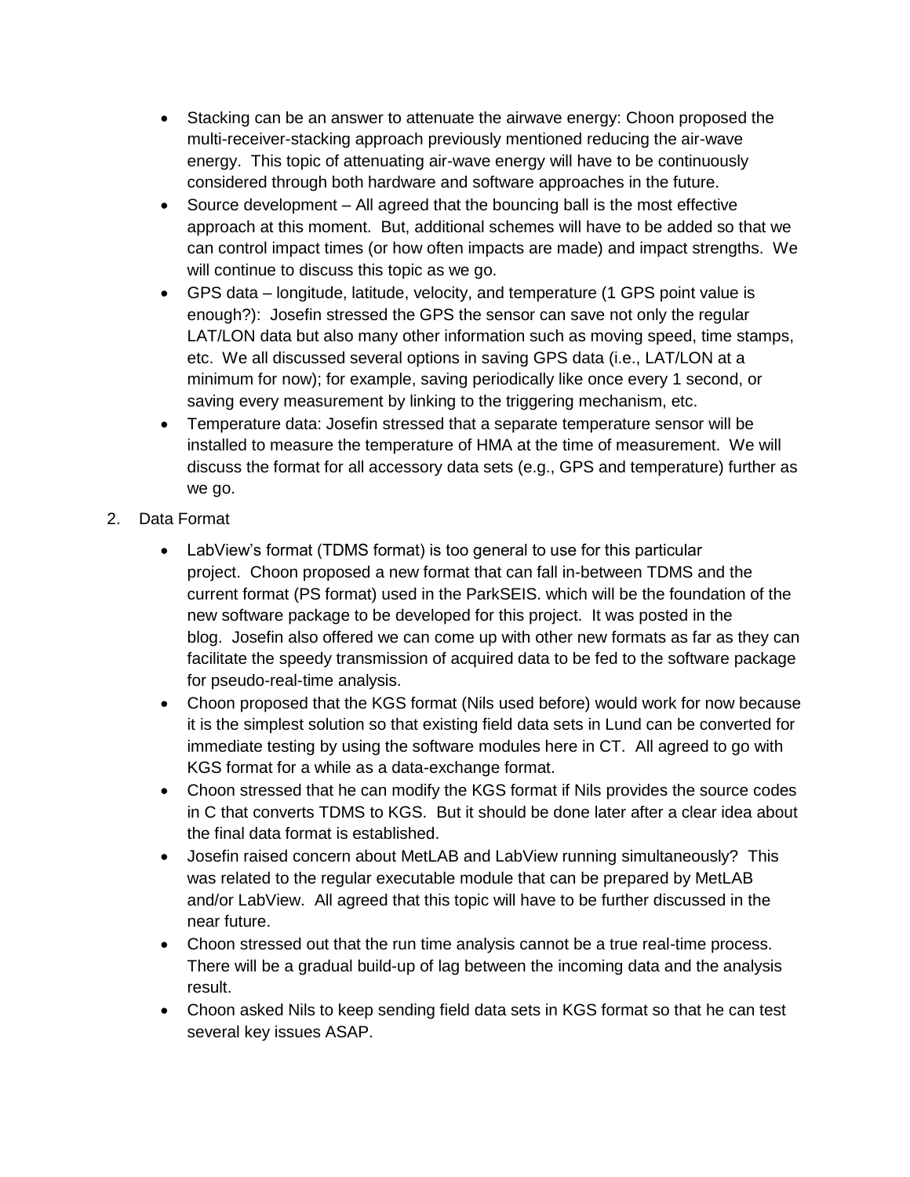- Stacking can be an answer to attenuate the airwave energy: Choon proposed the multi-receiver-stacking approach previously mentioned reducing the air-wave energy. This topic of attenuating air-wave energy will have to be continuously considered through both hardware and software approaches in the future.
- Source development – All agreed that the bouncing ball is the most effective approach at this moment. But, additional schemes will have to be added so that we can control impact times (or how often impacts are made) and impact strengths. We will continue to discuss this topic as we go.
- GPS data – longitude, latitude, velocity, and temperature (1 GPS point value is enough?): Josefin stressed the GPS the sensor can save not only the regular LAT/LON data but also many other information such as moving speed, time stamps, etc. We all discussed several options in saving GPS data (i.e., LAT/LON at a minimum for now); for example, saving periodically like once every 1 second, or saving every measurement by linking to the triggering mechanism, etc.
- Temperature data: Josefin stressed that a separate temperature sensor will be installed to measure the temperature of HMA at the time of measurement. We will discuss the format for all accessory data sets (e.g., GPS and temperature) further as we go.

2. Data Format

- LabView's format (TDMS format) is too general to use for this particular project. Choon proposed a new format that can fall in-between TDMS and the current format (PS format) used in the ParkSEIS. which will be the foundation of the new software package to be developed for this project. It was posted in the blog. Josefin also offered we can come up with other new formats as far as they can facilitate the speedy transmission of acquired data to be fed to the software package for pseudo-real-time analysis.
- Choon proposed that the KGS format (Nils used before) would work for now because it is the simplest solution so that existing field data sets in Lund can be converted for immediate testing by using the software modules here in CT. All agreed to go with KGS format for a while as a data-exchange format.
- Choon stressed that he can modify the KGS format if Nils provides the source codes in C that converts TDMS to KGS. But it should be done later after a clear idea about the final data format is established.
- Josefin raised concern about MetLAB and LabView running simultaneously? This was related to the regular executable module that can be prepared by MetLAB and/or LabView. All agreed that this topic will have to be further discussed in the near future.
- Choon stressed out that the run time analysis cannot be a true real-time process. There will be a gradual build-up of lag between the incoming data and the analysis result.
- Choon asked Nils to keep sending field data sets in KGS format so that he can test several key issues ASAP.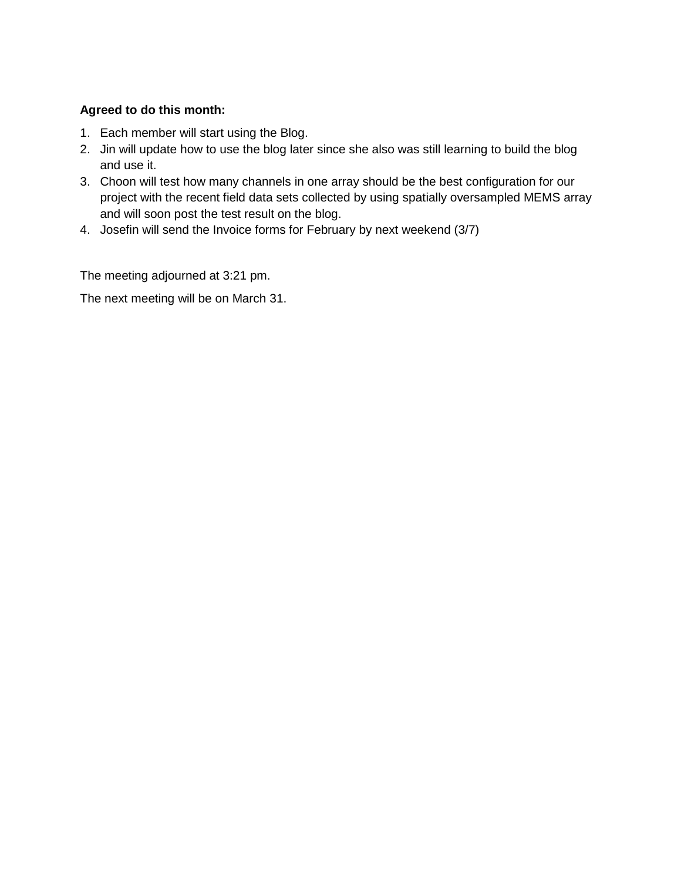**Agreed to do this month:**

1. Each member will start using the Blog.
2. Jin will update how to use the blog later since she also was still learning to build the blog and use it.
3. Choon will test how many channels in one array should be the best configuration for our project with the recent field data sets collected by using spatially oversampled MEMS array and will soon post the test result on the blog.
4. Josefin will send the Invoice forms for February by next weekend (3/7)

The meeting adjourned at 3:21 pm.

The next meeting will be on March 31.